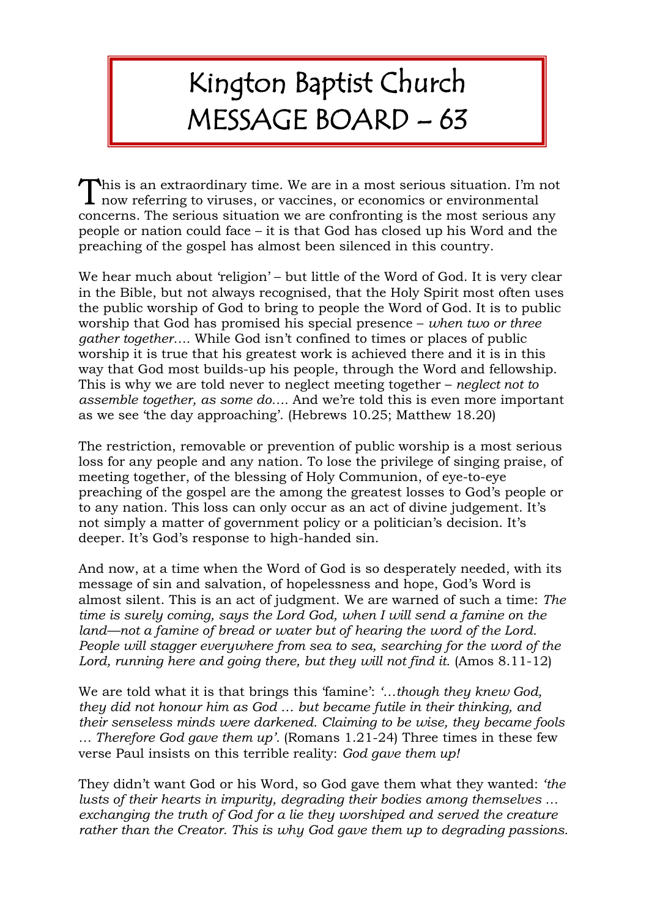# Kington Baptist Church MESSAGE BOARD – 63

This is an extraordinary time. We are in a most serious situation. I'm not now referring to viruses, or vaccines, or economics or environmental concerns. The serious situation we are confronting is the most serious any people or nation could face – it is that God has closed up his Word and the preaching of the gospel has almost been silenced in this country.

We hear much about 'religion' – but little of the Word of God. It is very clear in the Bible, but not always recognised, that the Holy Spirit most often uses the public worship of God to bring to people the Word of God. It is to public worship that God has promised his special presence – *when two or three gather together….* While God isn't confined to times or places of public worship it is true that his greatest work is achieved there and it is in this way that God most builds-up his people, through the Word and fellowship. This is why we are told never to neglect meeting together – *neglect not to assemble together, as some do….* And we're told this is even more important as we see 'the day approaching'. (Hebrews 10.25; Matthew 18.20)

The restriction, removable or prevention of public worship is a most serious loss for any people and any nation. To lose the privilege of singing praise, of meeting together, of the blessing of Holy Communion, of eye-to-eye preaching of the gospel are the among the greatest losses to God's people or to any nation. This loss can only occur as an act of divine judgement. It's not simply a matter of government policy or a politician's decision. It's deeper. It's God's response to high-handed sin.

And now, at a time when the Word of God is so desperately needed, with its message of sin and salvation, of hopelessness and hope, God's Word is almost silent. This is an act of judgment. We are warned of such a time: *The time is surely coming, says the Lord God, when I will send a famine on the land—not a famine of bread or water but of hearing the word of the Lord. People will stagger everywhere from sea to sea, searching for the word of the Lord, running here and going there, but they will not find it.* (Amos 8.11-12)

We are told what it is that brings this 'famine': *'…though they knew God, they did not honour him as God … but became futile in their thinking, and their senseless minds were darkened. Claiming to be wise, they became fools … Therefore God gave them up'.* (Romans 1.21-24) Three times in these few verse Paul insists on this terrible reality: *God gave them up!*

They didn't want God or his Word, so God gave them what they wanted: *'the lusts of their hearts in impurity, degrading their bodies among themselves … exchanging the truth of God for a lie they worshiped and served the creature rather than the Creator. This is why God gave them up to degrading passions.*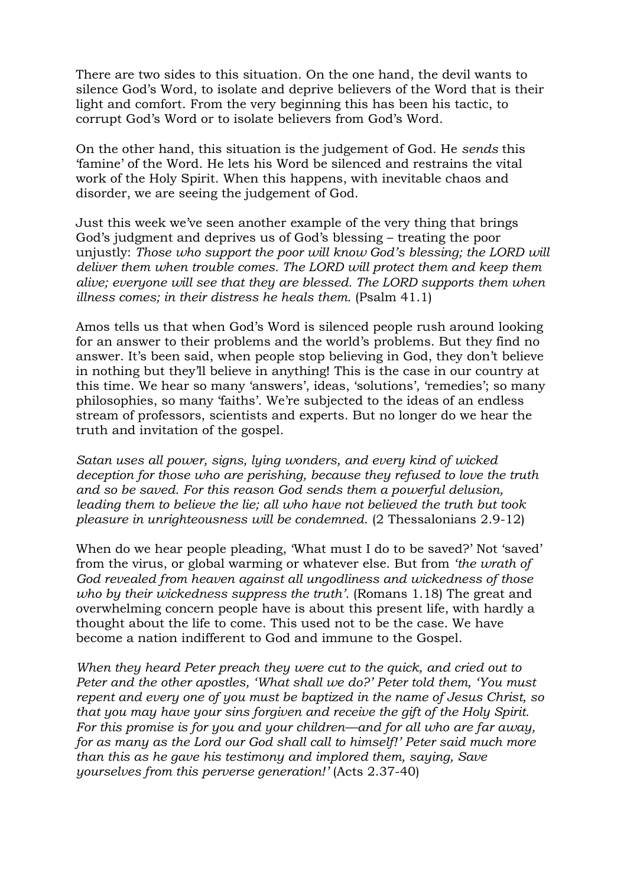There are two sides to this situation. On the one hand, the devil wants to silence God's Word, to isolate and deprive believers of the Word that is their light and comfort. From the very beginning this has been his tactic, to corrupt God's Word or to isolate believers from God's Word.

On the other hand, this situation is the judgement of God. He *sends* this 'famine' of the Word. He lets his Word be silenced and restrains the vital work of the Holy Spirit. When this happens, with inevitable chaos and disorder, we are seeing the judgement of God.

Just this week we've seen another example of the very thing that brings God's judgment and deprives us of God's blessing – treating the poor unjustly: *Those who support the poor will know God's blessing; the LORD will deliver them when trouble comes. The LORD will protect them and keep them alive; everyone will see that they are blessed. The LORD supports them when illness comes; in their distress he heals them.* (Psalm 41.1)

Amos tells us that when God's Word is silenced people rush around looking for an answer to their problems and the world's problems. But they find no answer. It's been said, when people stop believing in God, they don't believe in nothing but they'll believe in anything! This is the case in our country at this time. We hear so many 'answers', ideas, 'solutions', 'remedies'; so many philosophies, so many 'faiths'. We're subjected to the ideas of an endless stream of professors, scientists and experts. But no longer do we hear the truth and invitation of the gospel.

*Satan uses all power, signs, lying wonders, and every kind of wicked deception for those who are perishing, because they refused to love the truth and so be saved. For this reason God sends them a powerful delusion, leading them to believe the lie; all who have not believed the truth but took pleasure in unrighteousness will be condemned.* (2 Thessalonians 2.9-12)

When do we hear people pleading, 'What must I do to be saved?' Not 'saved' from the virus, or global warming or whatever else. But from *'the wrath of God revealed from heaven against all ungodliness and wickedness of those who by their wickedness suppress the truth'.* (Romans 1.18) The great and overwhelming concern people have is about this present life, with hardly a thought about the life to come. This used not to be the case. We have become a nation indifferent to God and immune to the Gospel.

*When they heard Peter preach they were cut to the quick, and cried out to Peter and the other apostles, 'What shall we do?' Peter told them, 'You must repent and every one of you must be baptized in the name of Jesus Christ, so that you may have your sins forgiven and receive the gift of the Holy Spirit. For this promise is for you and your children—and for all who are far away, for as many as the Lord our God shall call to himself!' Peter said much more than this as he gave his testimony and implored them, saying, Save yourselves from this perverse generation!'* (Acts 2.37-40)